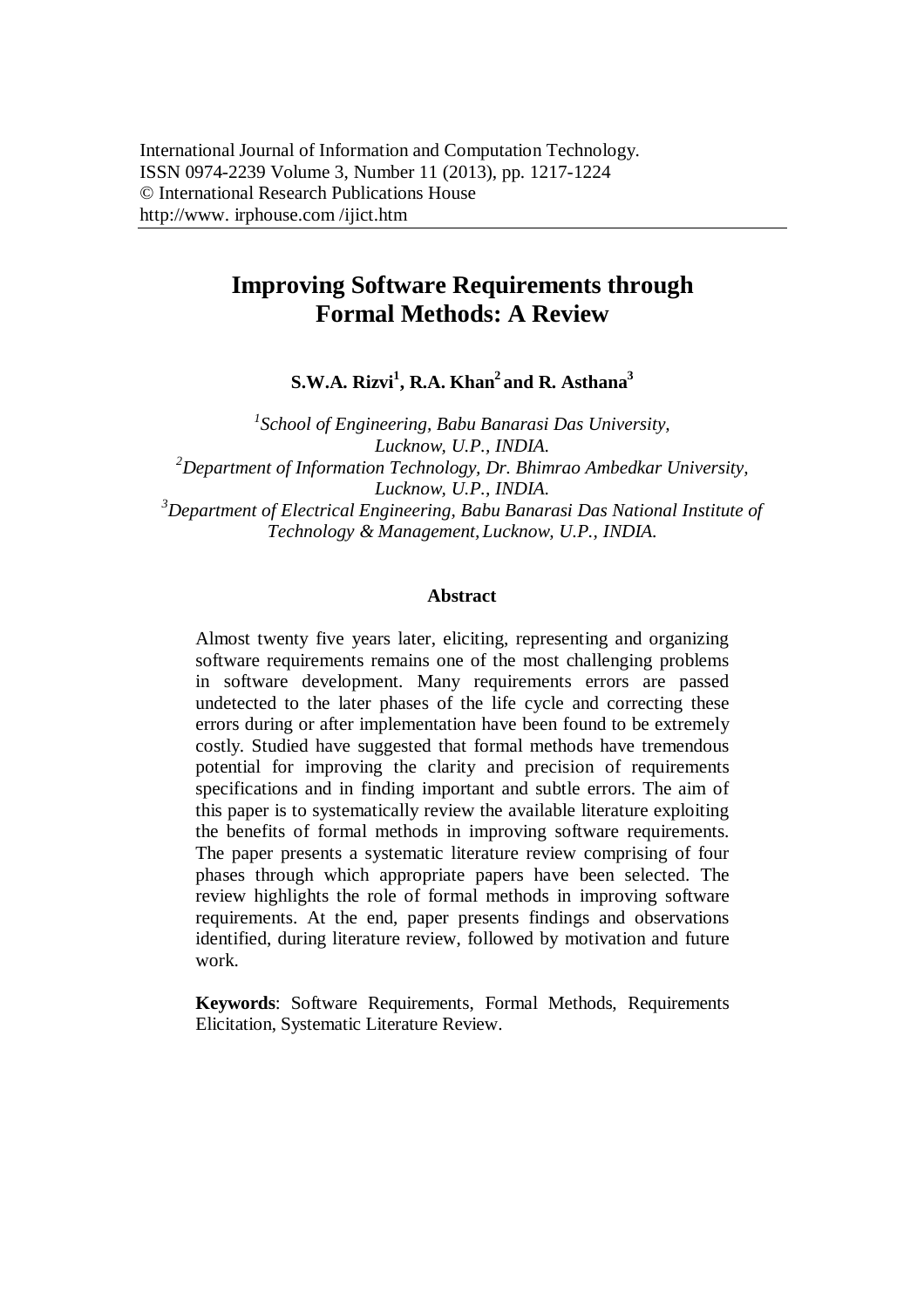International Journal of Information and Computation Technology.
ISSN 0974-2239 Volume 3, Number 11 (2013), pp. 1217-1224
© International Research Publications House
http://www. irphouse.com /ijict.htm

# Improving Software Requirements through Formal Methods: A Review

**S.W.A. Rizvi[1], R.A. Khan[2] and R. Asthana[3]**

*[1]School of Engineering, Babu Banarasi Das University, Lucknow, U.P., INDIA.*
*[2]Department of Information Technology, Dr. Bhimrao Ambedkar University, Lucknow, U.P., INDIA.*
*[3]Department of Electrical Engineering, Babu Banarasi Das National Institute of Technology & Management, Lucknow, U.P., INDIA.*

## Abstract

Almost twenty five years later, eliciting, representing and organizing software requirements remains one of the most challenging problems in software development. Many requirements errors are passed undetected to the later phases of the life cycle and correcting these errors during or after implementation have been found to be extremely costly. Studied have suggested that formal methods have tremendous potential for improving the clarity and precision of requirements specifications and in finding important and subtle errors. The aim of this paper is to systematically review the available literature exploiting the benefits of formal methods in improving software requirements. The paper presents a systematic literature review comprising of four phases through which appropriate papers have been selected. The review highlights the role of formal methods in improving software requirements. At the end, paper presents findings and observations identified, during literature review, followed by motivation and future work.

**Keywords**: Software Requirements, Formal Methods, Requirements Elicitation, Systematic Literature Review.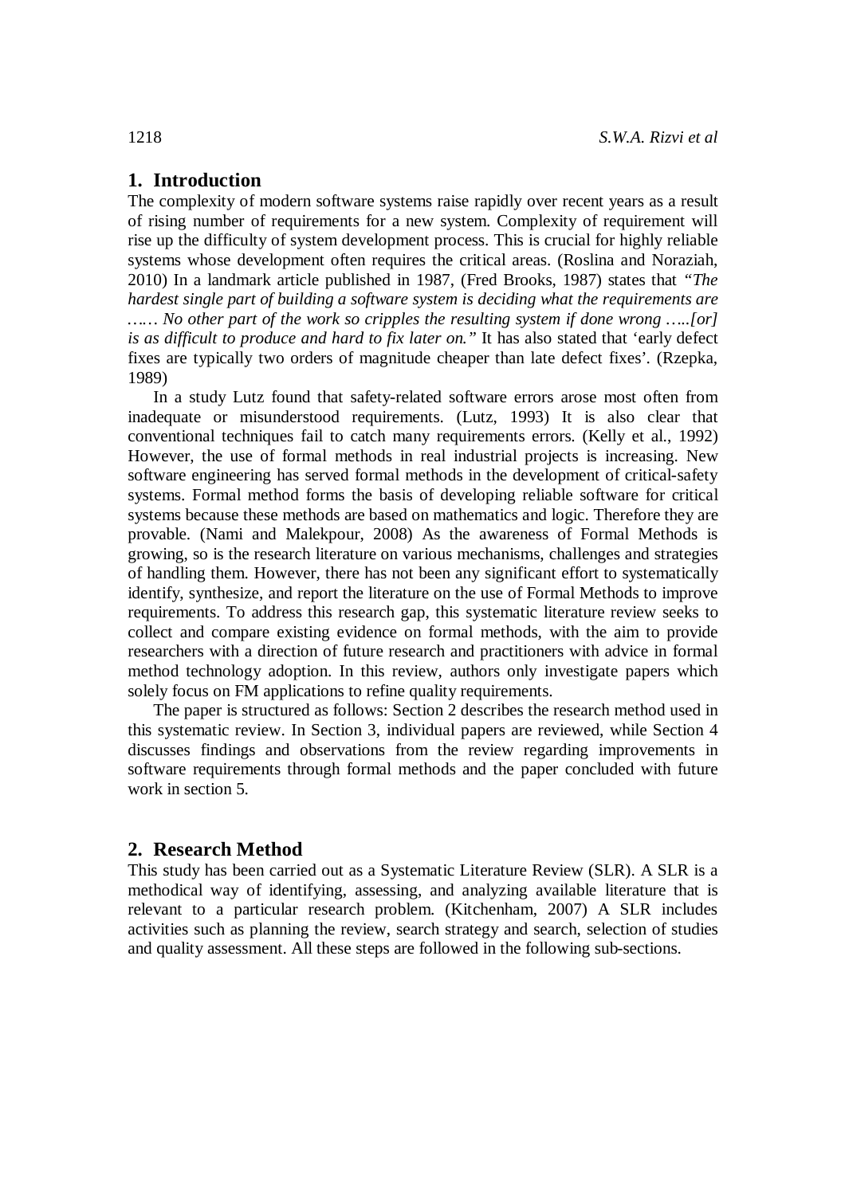## 1. Introduction

The complexity of modern software systems raise rapidly over recent years as a result of rising number of requirements for a new system. Complexity of requirement will rise up the difficulty of system development process. This is crucial for highly reliable systems whose development often requires the critical areas. (Roslina and Noraziah, 2010) In a landmark article published in 1987, (Fred Brooks, 1987) states that *"The hardest single part of building a software system is deciding what the requirements are …… No other part of the work so cripples the resulting system if done wrong …..[or] is as difficult to produce and hard to fix later on."* It has also stated that 'early defect fixes are typically two orders of magnitude cheaper than late defect fixes'. (Rzepka, 1989)

In a study Lutz found that safety-related software errors arose most often from inadequate or misunderstood requirements. (Lutz, 1993) It is also clear that conventional techniques fail to catch many requirements errors. (Kelly et al., 1992) However, the use of formal methods in real industrial projects is increasing. New software engineering has served formal methods in the development of critical-safety systems. Formal method forms the basis of developing reliable software for critical systems because these methods are based on mathematics and logic. Therefore they are provable. (Nami and Malekpour, 2008) As the awareness of Formal Methods is growing, so is the research literature on various mechanisms, challenges and strategies of handling them. However, there has not been any significant effort to systematically identify, synthesize, and report the literature on the use of Formal Methods to improve requirements. To address this research gap, this systematic literature review seeks to collect and compare existing evidence on formal methods, with the aim to provide researchers with a direction of future research and practitioners with advice in formal method technology adoption. In this review, authors only investigate papers which solely focus on FM applications to refine quality requirements.

The paper is structured as follows: Section 2 describes the research method used in this systematic review. In Section 3, individual papers are reviewed, while Section 4 discusses findings and observations from the review regarding improvements in software requirements through formal methods and the paper concluded with future work in section 5.

## 2. Research Method

This study has been carried out as a Systematic Literature Review (SLR). A SLR is a methodical way of identifying, assessing, and analyzing available literature that is relevant to a particular research problem. (Kitchenham, 2007) A SLR includes activities such as planning the review, search strategy and search, selection of studies and quality assessment. All these steps are followed in the following sub-sections.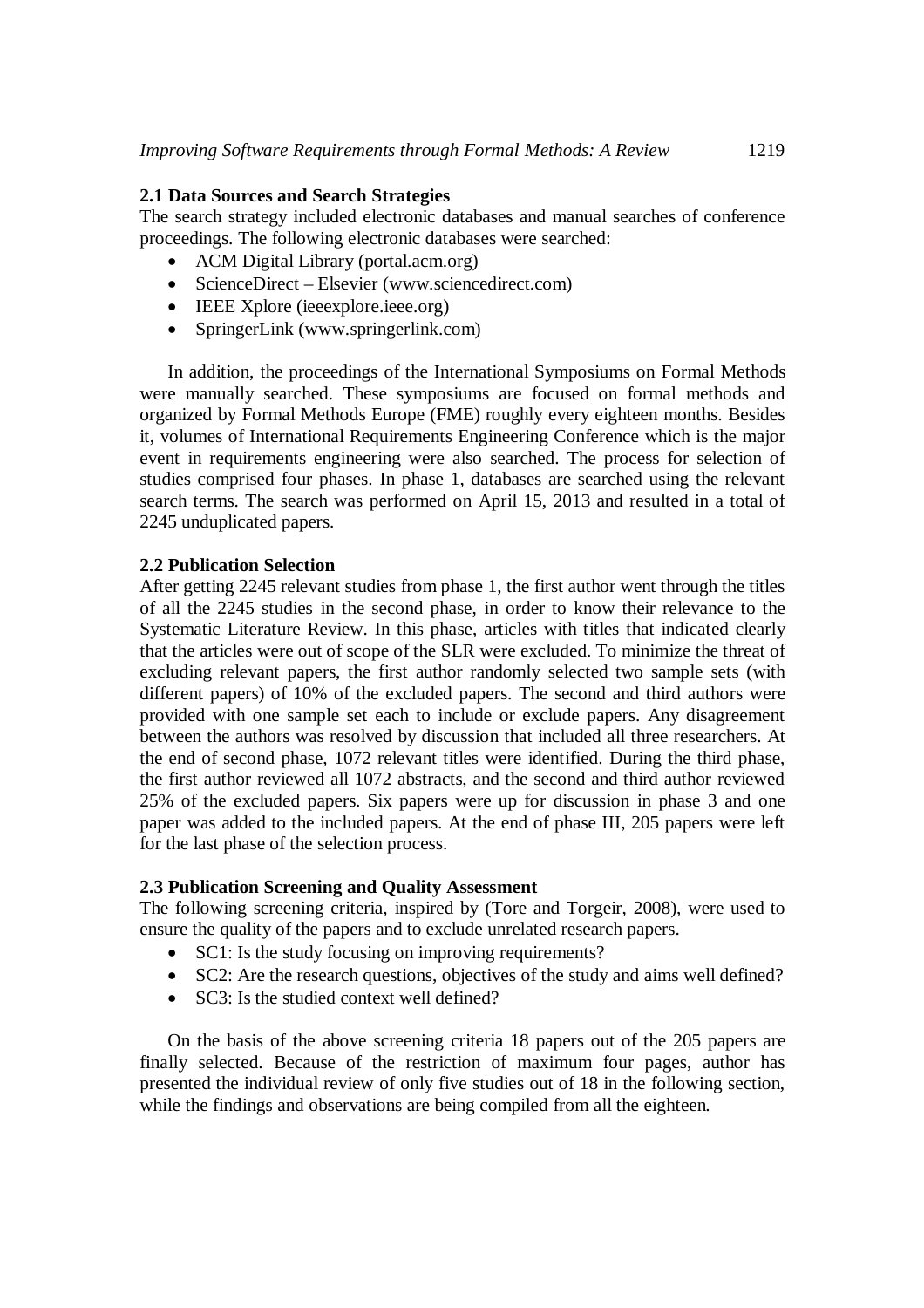## 2.1 Data Sources and Search Strategies

The search strategy included electronic databases and manual searches of conference proceedings. The following electronic databases were searched:

- ACM Digital Library (portal.acm.org)
- ScienceDirect – Elsevier (www.sciencedirect.com)
- IEEE Xplore (ieeexplore.ieee.org)
- SpringerLink (www.springerlink.com)

In addition, the proceedings of the International Symposiums on Formal Methods were manually searched. These symposiums are focused on formal methods and organized by Formal Methods Europe (FME) roughly every eighteen months. Besides it, volumes of International Requirements Engineering Conference which is the major event in requirements engineering were also searched. The process for selection of studies comprised four phases. In phase 1, databases are searched using the relevant search terms. The search was performed on April 15, 2013 and resulted in a total of 2245 unduplicated papers.

## 2.2 Publication Selection

After getting 2245 relevant studies from phase 1, the first author went through the titles of all the 2245 studies in the second phase, in order to know their relevance to the Systematic Literature Review. In this phase, articles with titles that indicated clearly that the articles were out of scope of the SLR were excluded. To minimize the threat of excluding relevant papers, the first author randomly selected two sample sets (with different papers) of 10% of the excluded papers. The second and third authors were provided with one sample set each to include or exclude papers. Any disagreement between the authors was resolved by discussion that included all three researchers. At the end of second phase, 1072 relevant titles were identified. During the third phase, the first author reviewed all 1072 abstracts, and the second and third author reviewed 25% of the excluded papers. Six papers were up for discussion in phase 3 and one paper was added to the included papers. At the end of phase III, 205 papers were left for the last phase of the selection process.

## 2.3 Publication Screening and Quality Assessment

The following screening criteria, inspired by (Tore and Torgeir, 2008), were used to ensure the quality of the papers and to exclude unrelated research papers.

- SC1: Is the study focusing on improving requirements?
- SC2: Are the research questions, objectives of the study and aims well defined?
- SC3: Is the studied context well defined?

On the basis of the above screening criteria 18 papers out of the 205 papers are finally selected. Because of the restriction of maximum four pages, author has presented the individual review of only five studies out of 18 in the following section, while the findings and observations are being compiled from all the eighteen.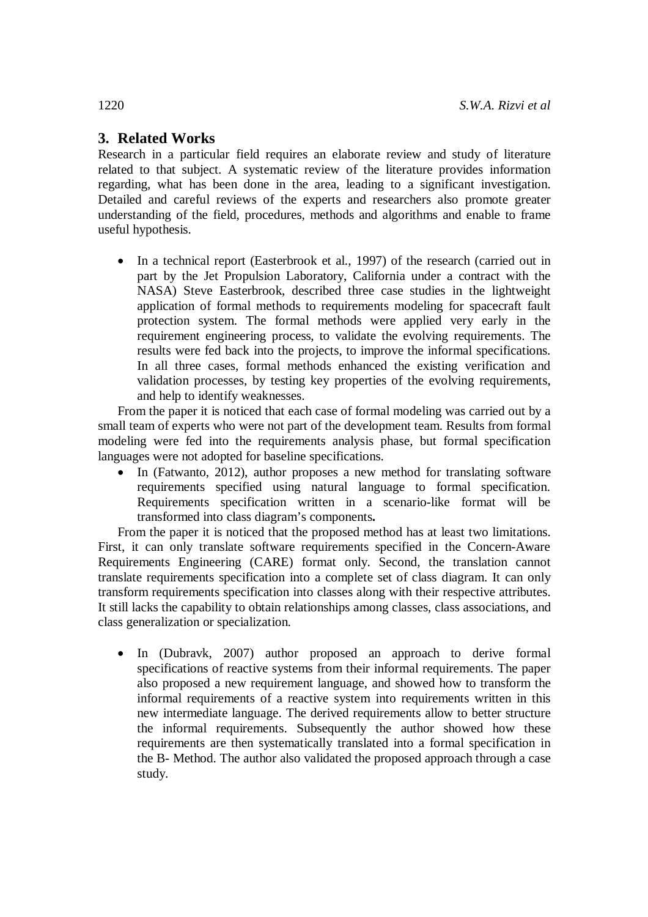## 3. Related Works

Research in a particular field requires an elaborate review and study of literature related to that subject. A systematic review of the literature provides information regarding, what has been done in the area, leading to a significant investigation. Detailed and careful reviews of the experts and researchers also promote greater understanding of the field, procedures, methods and algorithms and enable to frame useful hypothesis.

- In a technical report (Easterbrook et al., 1997) of the research (carried out in part by the Jet Propulsion Laboratory, California under a contract with the NASA) Steve Easterbrook, described three case studies in the lightweight application of formal methods to requirements modeling for spacecraft fault protection system. The formal methods were applied very early in the requirement engineering process, to validate the evolving requirements. The results were fed back into the projects, to improve the informal specifications. In all three cases, formal methods enhanced the existing verification and validation processes, by testing key properties of the evolving requirements, and help to identify weaknesses.

From the paper it is noticed that each case of formal modeling was carried out by a small team of experts who were not part of the development team. Results from formal modeling were fed into the requirements analysis phase, but formal specification languages were not adopted for baseline specifications.

- In (Fatwanto, 2012), author proposes a new method for translating software requirements specified using natural language to formal specification. Requirements specification written in a scenario-like format will be transformed into class diagram's components**.**

From the paper it is noticed that the proposed method has at least two limitations. First, it can only translate software requirements specified in the Concern-Aware Requirements Engineering (CARE) format only. Second, the translation cannot translate requirements specification into a complete set of class diagram. It can only transform requirements specification into classes along with their respective attributes. It still lacks the capability to obtain relationships among classes, class associations, and class generalization or specialization.

- In (Dubravk, 2007) author proposed an approach to derive formal specifications of reactive systems from their informal requirements. The paper also proposed a new requirement language, and showed how to transform the informal requirements of a reactive system into requirements written in this new intermediate language. The derived requirements allow to better structure the informal requirements. Subsequently the author showed how these requirements are then systematically translated into a formal specification in the B- Method. The author also validated the proposed approach through a case study.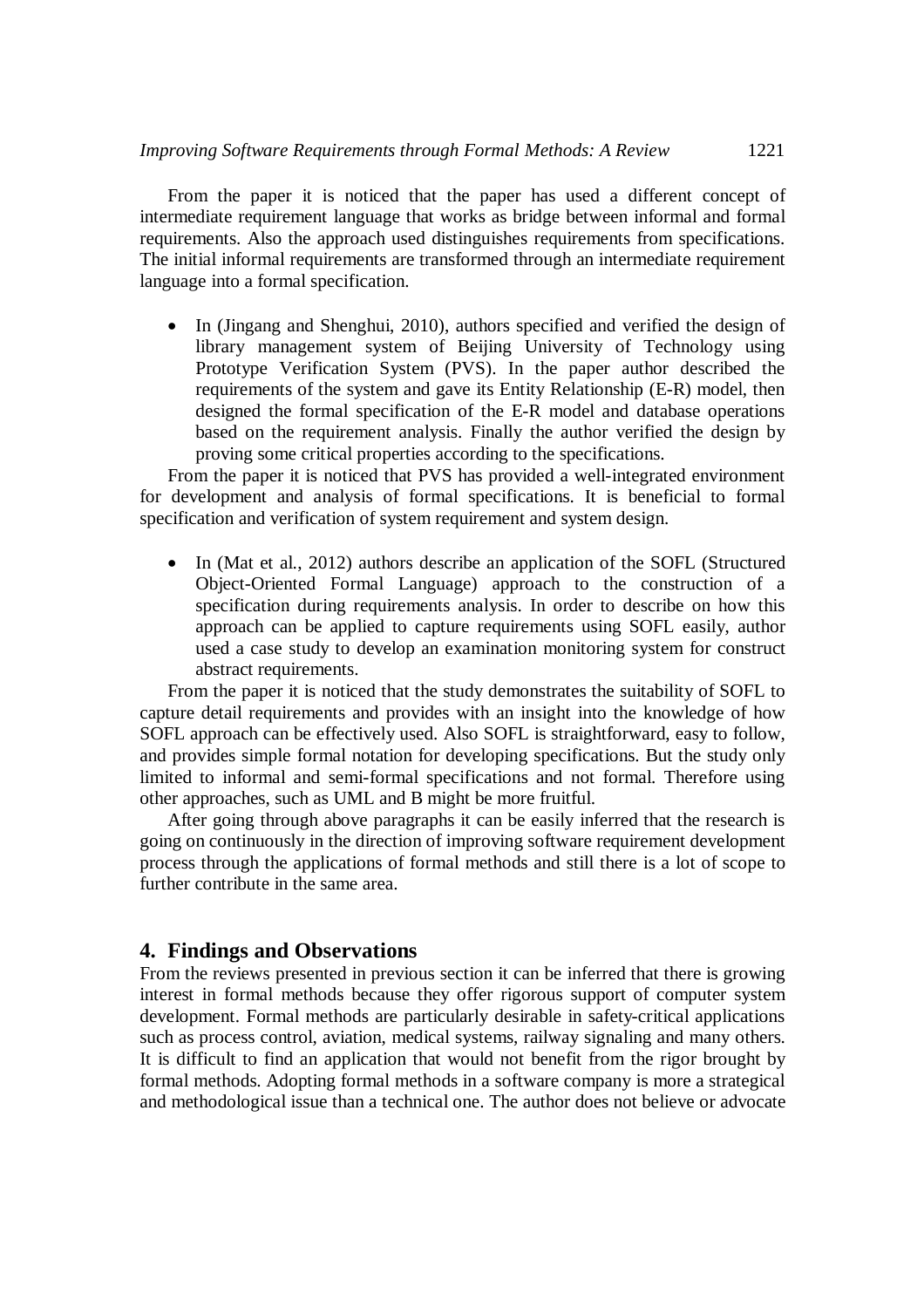From the paper it is noticed that the paper has used a different concept of intermediate requirement language that works as bridge between informal and formal requirements. Also the approach used distinguishes requirements from specifications. The initial informal requirements are transformed through an intermediate requirement language into a formal specification.

- In (Jingang and Shenghui, 2010), authors specified and verified the design of library management system of Beijing University of Technology using Prototype Verification System (PVS). In the paper author described the requirements of the system and gave its Entity Relationship (E-R) model, then designed the formal specification of the E-R model and database operations based on the requirement analysis. Finally the author verified the design by proving some critical properties according to the specifications.

From the paper it is noticed that PVS has provided a well-integrated environment for development and analysis of formal specifications. It is beneficial to formal specification and verification of system requirement and system design.

- In (Mat et al., 2012) authors describe an application of the SOFL (Structured Object-Oriented Formal Language) approach to the construction of a specification during requirements analysis. In order to describe on how this approach can be applied to capture requirements using SOFL easily, author used a case study to develop an examination monitoring system for construct abstract requirements.

From the paper it is noticed that the study demonstrates the suitability of SOFL to capture detail requirements and provides with an insight into the knowledge of how SOFL approach can be effectively used. Also SOFL is straightforward, easy to follow, and provides simple formal notation for developing specifications. But the study only limited to informal and semi-formal specifications and not formal. Therefore using other approaches, such as UML and B might be more fruitful.

After going through above paragraphs it can be easily inferred that the research is going on continuously in the direction of improving software requirement development process through the applications of formal methods and still there is a lot of scope to further contribute in the same area.

## 4. Findings and Observations

From the reviews presented in previous section it can be inferred that there is growing interest in formal methods because they offer rigorous support of computer system development. Formal methods are particularly desirable in safety-critical applications such as process control, aviation, medical systems, railway signaling and many others. It is difficult to find an application that would not benefit from the rigor brought by formal methods. Adopting formal methods in a software company is more a strategical and methodological issue than a technical one. The author does not believe or advocate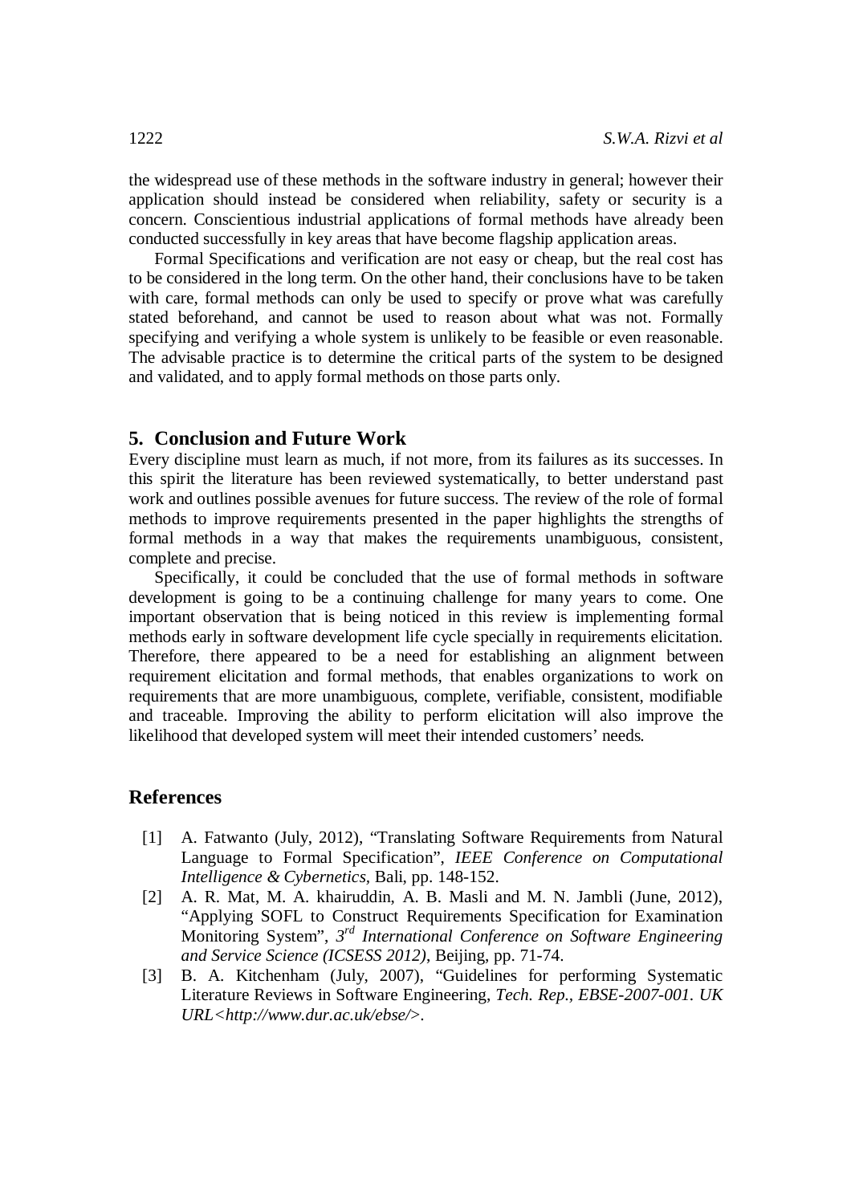the widespread use of these methods in the software industry in general; however their application should instead be considered when reliability, safety or security is a concern. Conscientious industrial applications of formal methods have already been conducted successfully in key areas that have become flagship application areas.

Formal Specifications and verification are not easy or cheap, but the real cost has to be considered in the long term. On the other hand, their conclusions have to be taken with care, formal methods can only be used to specify or prove what was carefully stated beforehand, and cannot be used to reason about what was not. Formally specifying and verifying a whole system is unlikely to be feasible or even reasonable. The advisable practice is to determine the critical parts of the system to be designed and validated, and to apply formal methods on those parts only.

## 5. Conclusion and Future Work

Every discipline must learn as much, if not more, from its failures as its successes. In this spirit the literature has been reviewed systematically, to better understand past work and outlines possible avenues for future success. The review of the role of formal methods to improve requirements presented in the paper highlights the strengths of formal methods in a way that makes the requirements unambiguous, consistent, complete and precise.

Specifically, it could be concluded that the use of formal methods in software development is going to be a continuing challenge for many years to come. One important observation that is being noticed in this review is implementing formal methods early in software development life cycle specially in requirements elicitation. Therefore, there appeared to be a need for establishing an alignment between requirement elicitation and formal methods, that enables organizations to work on requirements that are more unambiguous, complete, verifiable, consistent, modifiable and traceable. Improving the ability to perform elicitation will also improve the likelihood that developed system will meet their intended customers' needs.

## References

[1] A. Fatwanto (July, 2012), "Translating Software Requirements from Natural Language to Formal Specification", *IEEE Conference on Computational Intelligence & Cybernetics*, Bali, pp. 148-152.

[2] A. R. Mat, M. A. khairuddin, A. B. Masli and M. N. Jambli (June, 2012), "Applying SOFL to Construct Requirements Specification for Examination Monitoring System", *3rd International Conference on Software Engineering and Service Science (ICSESS 2012)*, Beijing, pp. 71-74.

[3] B. A. Kitchenham (July, 2007), "Guidelines for performing Systematic Literature Reviews in Software Engineering, *Tech. Rep., EBSE-2007-001. UK URL<http://www.dur.ac.uk/ebse/>*.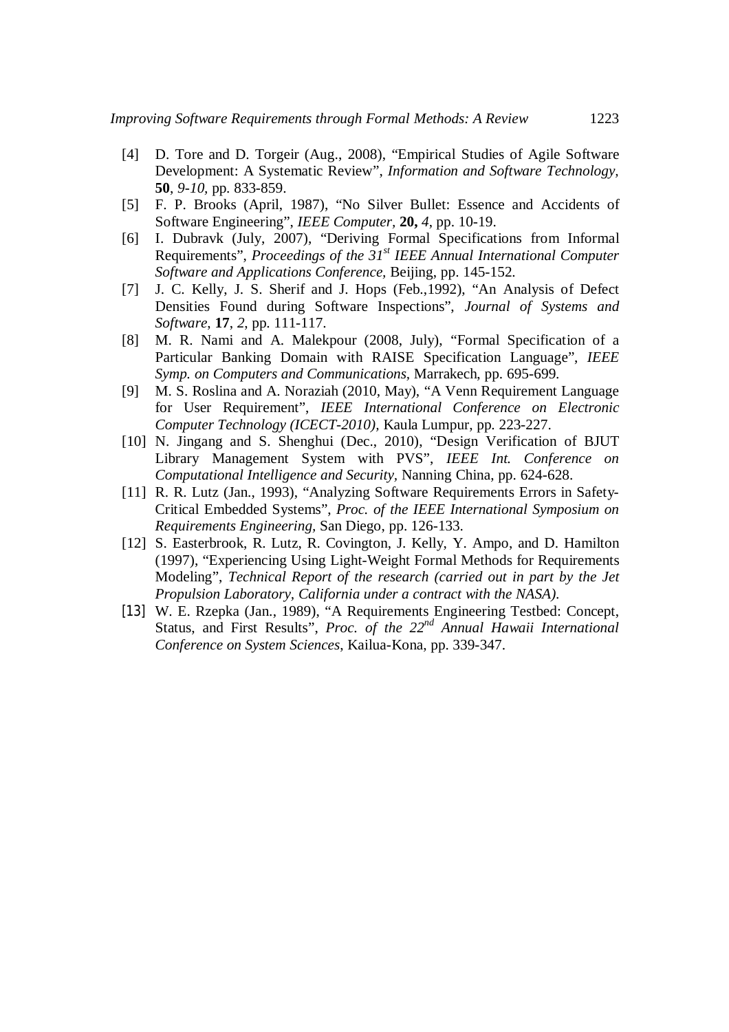[4] D. Tore and D. Torgeir (Aug., 2008), "Empirical Studies of Agile Software Development: A Systematic Review", *Information and Software Technology*, **50**, *9-10*, pp. 833-859.

[5] F. P. Brooks (April, 1987), "No Silver Bullet: Essence and Accidents of Software Engineering", *IEEE Computer*, **20,** *4*, pp. 10-19.

[6] I. Dubravk (July, 2007), "Deriving Formal Specifications from Informal Requirements", *Proceedings of the 31st IEEE Annual International Computer Software and Applications Conference*, Beijing, pp. 145-152.

[7] J. C. Kelly, J. S. Sherif and J. Hops (Feb.,1992), "An Analysis of Defect Densities Found during Software Inspections", *Journal of Systems and Software*, **17**, *2*, pp. 111-117.

[8] M. R. Nami and A. Malekpour (2008, July), "Formal Specification of a Particular Banking Domain with RAISE Specification Language", *IEEE Symp. on Computers and Communications*, Marrakech, pp. 695-699.

[9] M. S. Roslina and A. Noraziah (2010, May), "A Venn Requirement Language for User Requirement", *IEEE International Conference on Electronic Computer Technology (ICECT-2010)*, Kaula Lumpur, pp. 223-227.

[10] N. Jingang and S. Shenghui (Dec., 2010), "Design Verification of BJUT Library Management System with PVS", *IEEE Int. Conference on Computational Intelligence and Security*, Nanning China, pp. 624-628.

[11] R. R. Lutz (Jan., 1993), "Analyzing Software Requirements Errors in Safety-Critical Embedded Systems", *Proc. of the IEEE International Symposium on Requirements Engineering*, San Diego, pp. 126-133.

[12] S. Easterbrook, R. Lutz, R. Covington, J. Kelly, Y. Ampo, and D. Hamilton (1997), "Experiencing Using Light-Weight Formal Methods for Requirements Modeling", *Technical Report of the research (carried out in part by the Jet Propulsion Laboratory, California under a contract with the NASA).*

[13] W. E. Rzepka (Jan., 1989), "A Requirements Engineering Testbed: Concept, Status, and First Results", *Proc. of the 22nd Annual Hawaii International Conference on System Sciences*, Kailua-Kona, pp. 339-347.